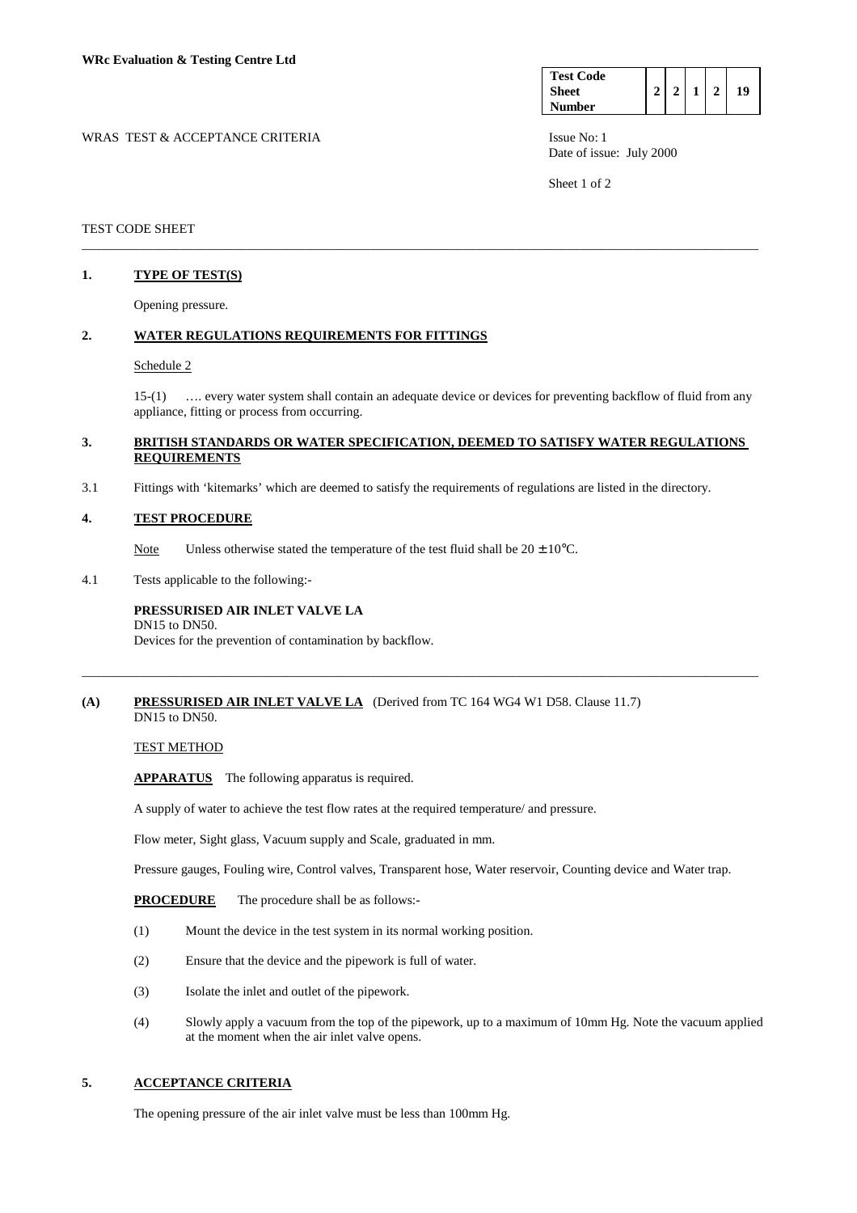**WRc Evaluation & Testing Centre Ltd**

| Test Code Sheet Number | 2 | 2 | 1 | 2 | 19 |
|---|---|---|---|---|---|

WRAS TEST & ACCEPTANCE CRITERIA

Issue No: 1
Date of issue: July 2000

TEST CODE SHEET

---

## 1. TYPE OF TEST(S)

Opening pressure.

## 2. WATER REGULATIONS REQUIREMENTS FOR FITTINGS

Schedule 2

15-(1) …. every water system shall contain an adequate device or devices for preventing backflow of fluid from any appliance, fitting or process from occurring.

## 3. BRITISH STANDARDS OR WATER SPECIFICATION, DEEMED TO SATISFY WATER REGULATIONS REQUIREMENTS

3.1 Fittings with 'kitemarks' which are deemed to satisfy the requirements of regulations are listed in the directory.

## 4. TEST PROCEDURE

Note Unless otherwise stated the temperature of the test fluid shall be $20 \pm 10°C$.

4.1 Tests applicable to the following:-

**PRESSURISED AIR INLET VALVE LA**
DN15 to DN50.
Devices for the prevention of contamination by backflow.

---

### (A) PRESSURISED AIR INLET VALVE LA (Derived from TC 164 WG4 W1 D58. Clause 11.7)
DN15 to DN50.

TEST METHOD

**APPARATUS** The following apparatus is required.

A supply of water to achieve the test flow rates at the required temperature/ and pressure.

Flow meter, Sight glass, Vacuum supply and Scale, graduated in mm.

Pressure gauges, Fouling wire, Control valves, Transparent hose, Water reservoir, Counting device and Water trap.

**PROCEDURE** The procedure shall be as follows:-

(1) Mount the device in the test system in its normal working position.

(2) Ensure that the device and the pipework is full of water.

(3) Isolate the inlet and outlet of the pipework.

(4) Slowly apply a vacuum from the top of the pipework, up to a maximum of 10mm Hg. Note the vacuum applied at the moment when the air inlet valve opens.

## 5. ACCEPTANCE CRITERIA

The opening pressure of the air inlet valve must be less than 100mm Hg.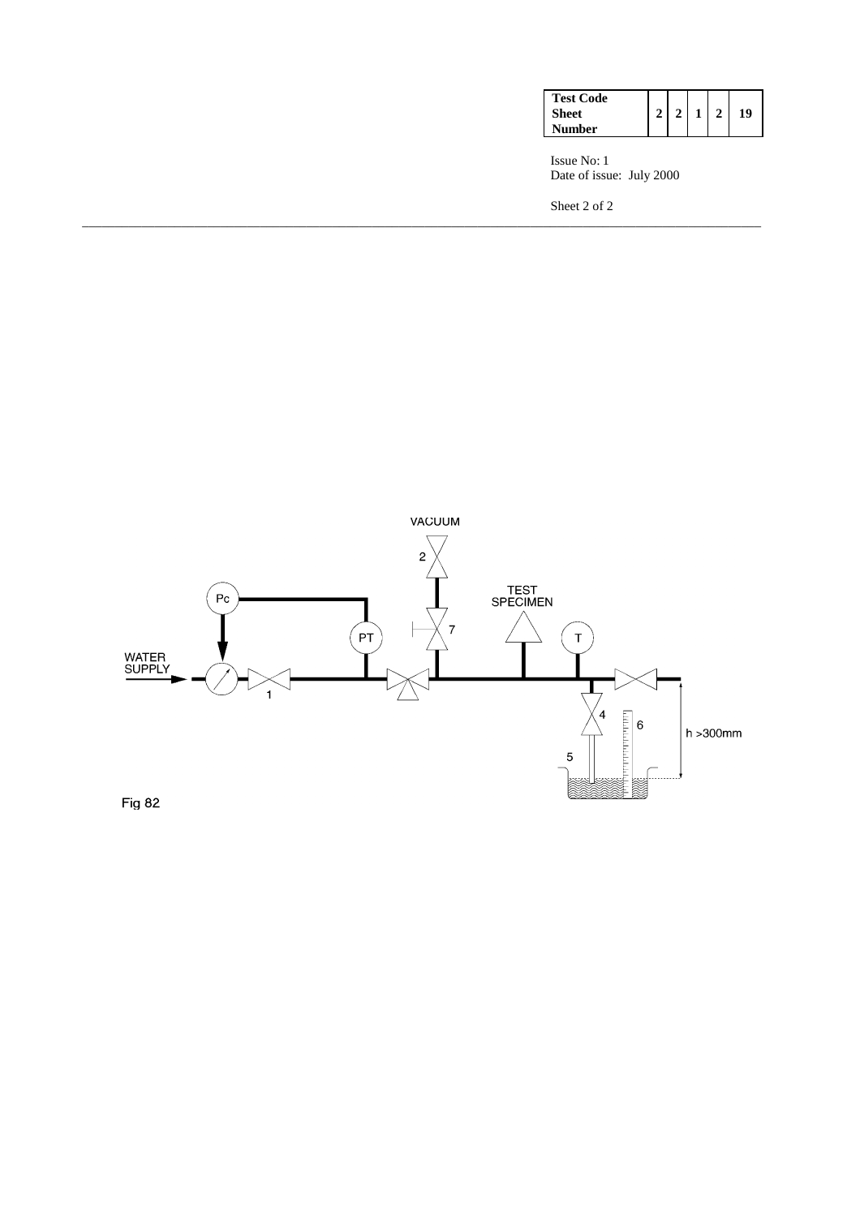VACUUM

2

Pc

TEST SPECIMEN

7

PT

T

WATER SUPPLY

1

4

6

h >300mm

5

Fig 82